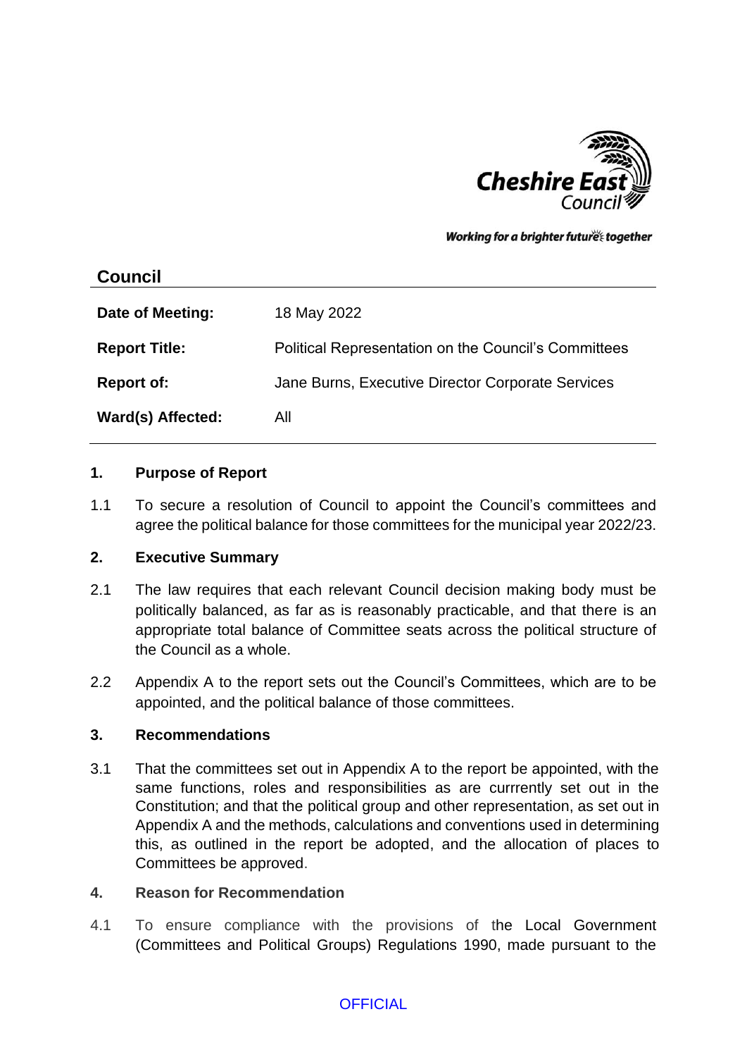Cheshire East Council

*Working for a brighter future together*

## Council

| | |
|---|---|
| **Date of Meeting:** | 18 May 2022 |
| **Report Title:** | Political Representation on the Council's Committees |
| **Report of:** | Jane Burns, Executive Director Corporate Services |
| **Ward(s) Affected:** | All |

### 1. Purpose of Report

1.1 To secure a resolution of Council to appoint the Council's committees and agree the political balance for those committees for the municipal year 2022/23.

### 2. Executive Summary

2.1 The law requires that each relevant Council decision making body must be politically balanced, as far as is reasonably practicable, and that there is an appropriate total balance of Committee seats across the political structure of the Council as a whole.

2.2 Appendix A to the report sets out the Council's Committees, which are to be appointed, and the political balance of those committees.

### 3. Recommendations

3.1 That the committees set out in Appendix A to the report be appointed, with the same functions, roles and responsibilities as are currrently set out in the Constitution; and that the political group and other representation, as set out in Appendix A and the methods, calculations and conventions used in determining this, as outlined in the report be adopted, and the allocation of places to Committees be approved.

### 4. Reason for Recommendation

4.1 To ensure compliance with the provisions of the Local Government (Committees and Political Groups) Regulations 1990, made pursuant to the

OFFICIAL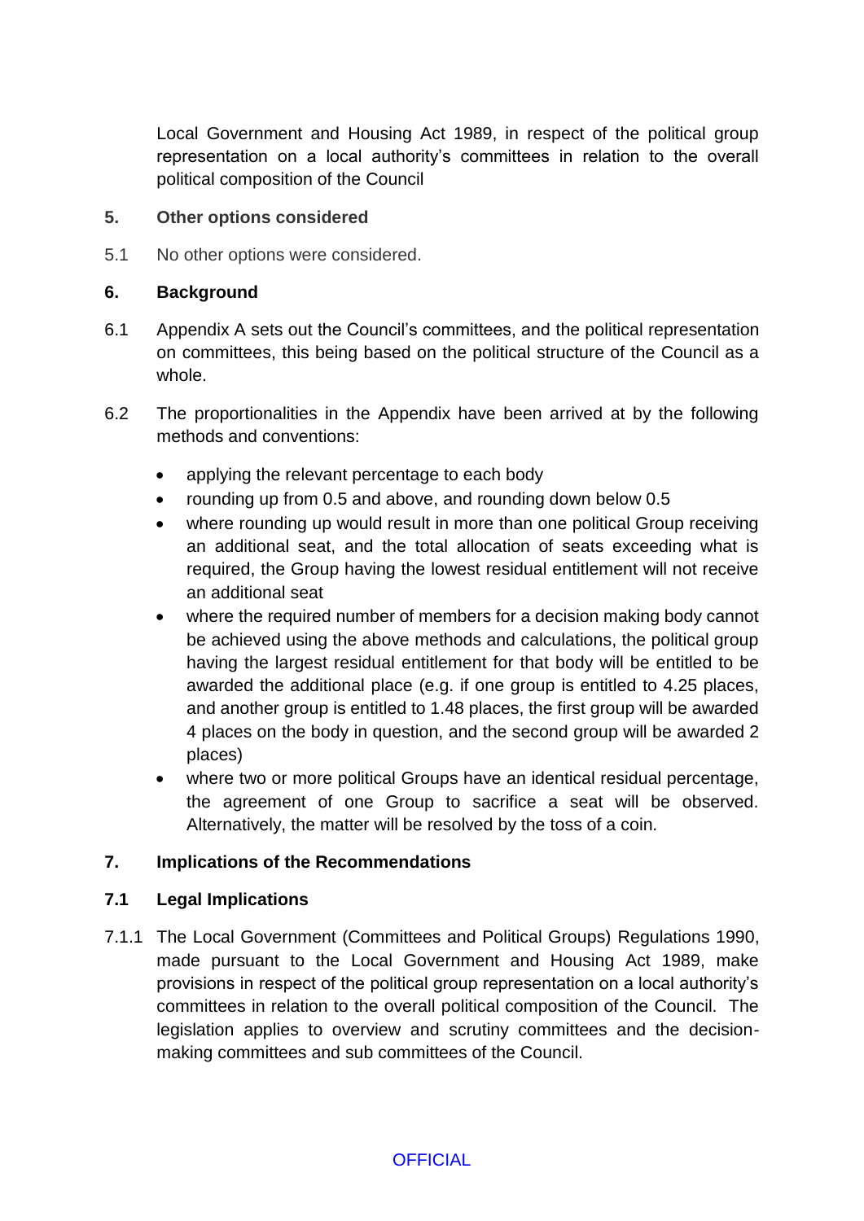Local Government and Housing Act 1989, in respect of the political group representation on a local authority's committees in relation to the overall political composition of the Council

## 5. Other options considered

5.1 No other options were considered.

## 6. Background

6.1 Appendix A sets out the Council's committees, and the political representation on committees, this being based on the political structure of the Council as a whole.

6.2 The proportionalities in the Appendix have been arrived at by the following methods and conventions:

- applying the relevant percentage to each body
- rounding up from 0.5 and above, and rounding down below 0.5
- where rounding up would result in more than one political Group receiving an additional seat, and the total allocation of seats exceeding what is required, the Group having the lowest residual entitlement will not receive an additional seat
- where the required number of members for a decision making body cannot be achieved using the above methods and calculations, the political group having the largest residual entitlement for that body will be entitled to be awarded the additional place (e.g. if one group is entitled to 4.25 places, and another group is entitled to 1.48 places, the first group will be awarded 4 places on the body in question, and the second group will be awarded 2 places)
- where two or more political Groups have an identical residual percentage, the agreement of one Group to sacrifice a seat will be observed. Alternatively, the matter will be resolved by the toss of a coin.

## 7. Implications of the Recommendations

### 7.1 Legal Implications

7.1.1 The Local Government (Committees and Political Groups) Regulations 1990, made pursuant to the Local Government and Housing Act 1989, make provisions in respect of the political group representation on a local authority's committees in relation to the overall political composition of the Council. The legislation applies to overview and scrutiny committees and the decision-making committees and sub committees of the Council.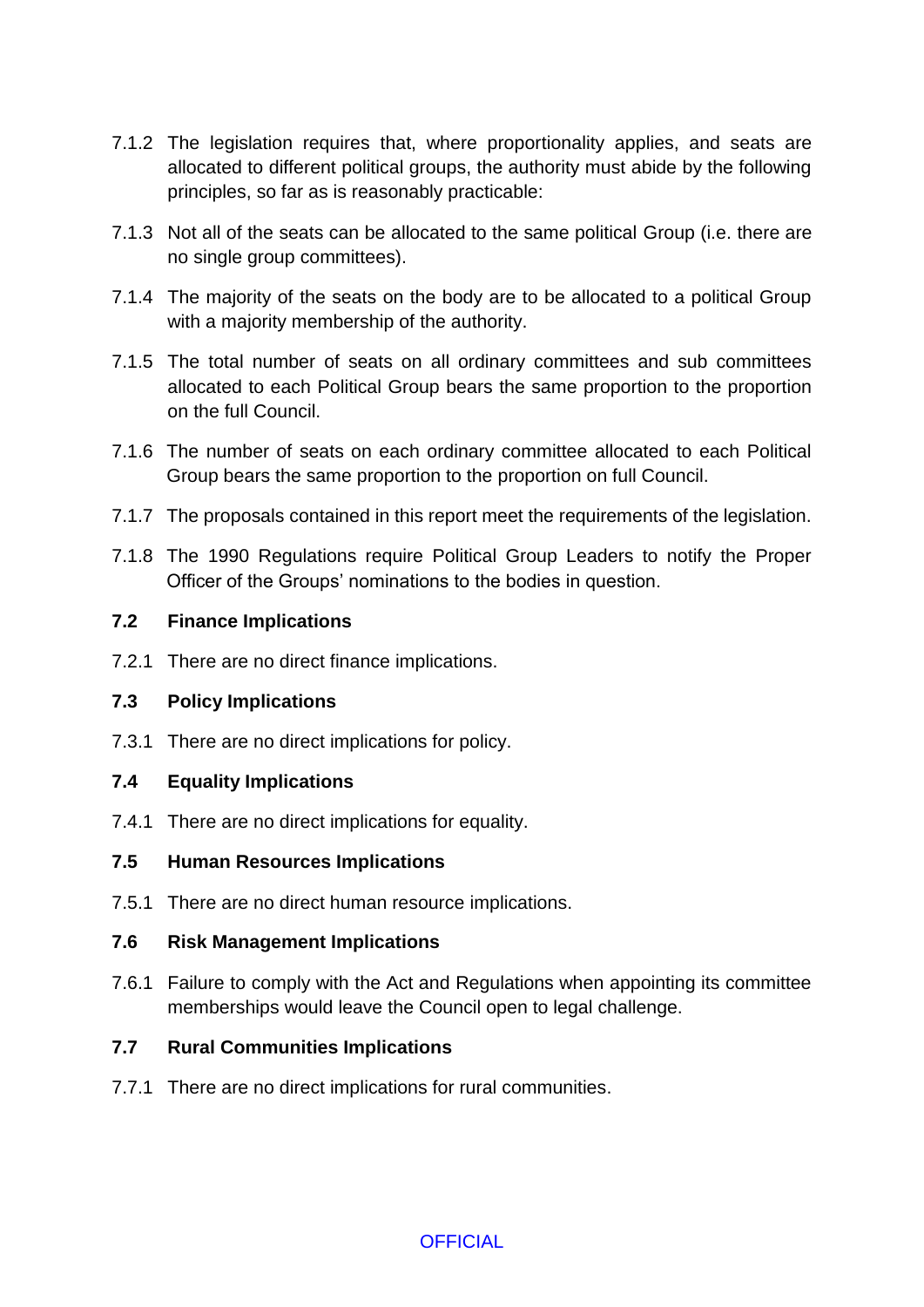7.1.2 The legislation requires that, where proportionality applies, and seats are allocated to different political groups, the authority must abide by the following principles, so far as is reasonably practicable:

7.1.3 Not all of the seats can be allocated to the same political Group (i.e. there are no single group committees).

7.1.4 The majority of the seats on the body are to be allocated to a political Group with a majority membership of the authority.

7.1.5 The total number of seats on all ordinary committees and sub committees allocated to each Political Group bears the same proportion to the proportion on the full Council.

7.1.6 The number of seats on each ordinary committee allocated to each Political Group bears the same proportion to the proportion on full Council.

7.1.7 The proposals contained in this report meet the requirements of the legislation.

7.1.8 The 1990 Regulations require Political Group Leaders to notify the Proper Officer of the Groups' nominations to the bodies in question.

### 7.2 Finance Implications

7.2.1 There are no direct finance implications.

### 7.3 Policy Implications

7.3.1 There are no direct implications for policy.

### 7.4 Equality Implications

7.4.1 There are no direct implications for equality.

### 7.5 Human Resources Implications

7.5.1 There are no direct human resource implications.

### 7.6 Risk Management Implications

7.6.1 Failure to comply with the Act and Regulations when appointing its committee memberships would leave the Council open to legal challenge.

### 7.7 Rural Communities Implications

7.7.1 There are no direct implications for rural communities.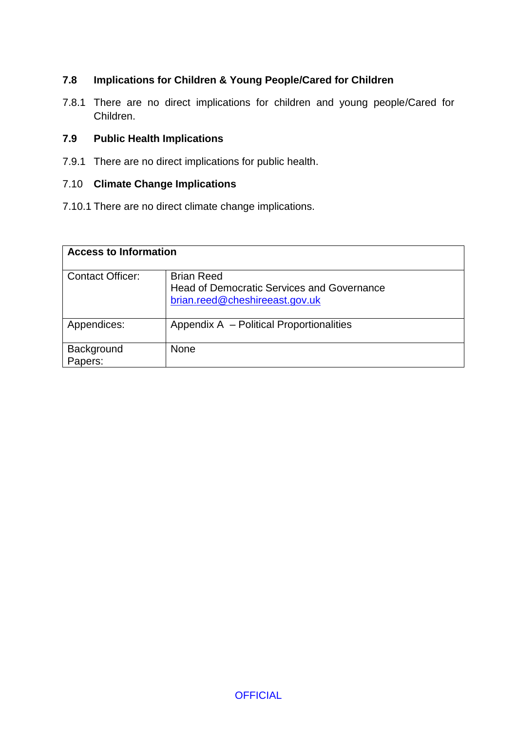### 7.8 Implications for Children & Young People/Cared for Children

7.8.1 There are no direct implications for children and young people/Cared for Children.

### 7.9 Public Health Implications

7.9.1 There are no direct implications for public health.

### 7.10 Climate Change Implications

7.10.1 There are no direct climate change implications.

| **Access to Information** | |
|---|---|
| Contact Officer: | Brian Reed<br>Head of Democratic Services and Governance<br>brian.reed@cheshireeast.gov.uk |
| Appendices: | Appendix A – Political Proportionalities |
| Background Papers: | None |

OFFICIAL